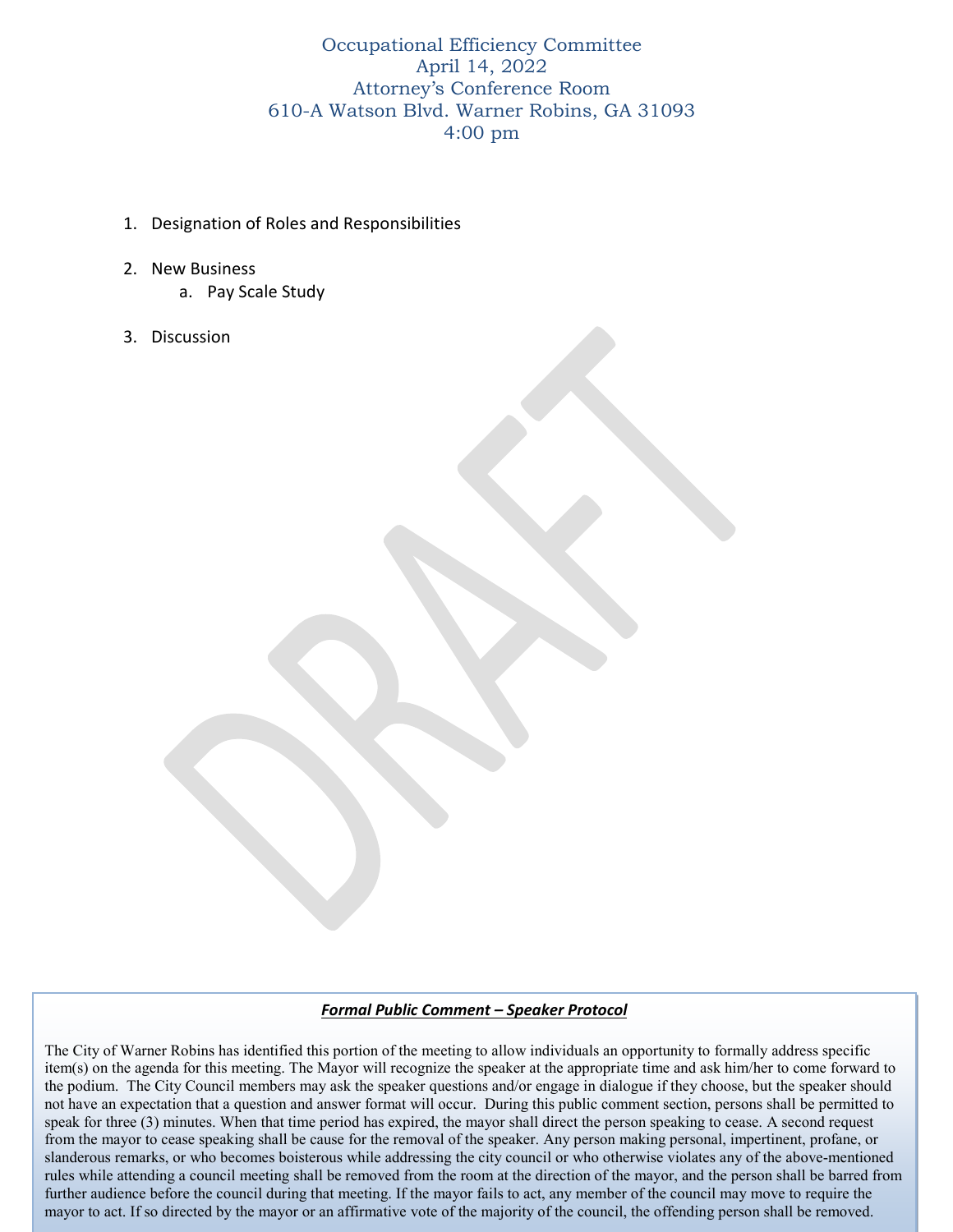# Occupational Efficiency Committee

April 14, 2022

Attorney's Conference Room

610-A Watson Blvd. Warner Robins, GA 31093

4:00 pm

1. Designation of Roles and Responsibilities

2. New Business
   a. Pay Scale Study

3. Discussion

DRAFT

***Formal Public Comment – Speaker Protocol***

The City of Warner Robins has identified this portion of the meeting to allow individuals an opportunity to formally address specific item(s) on the agenda for this meeting. The Mayor will recognize the speaker at the appropriate time and ask him/her to come forward to the podium. The City Council members may ask the speaker questions and/or engage in dialogue if they choose, but the speaker should not have an expectation that a question and answer format will occur. During this public comment section, persons shall be permitted to speak for three (3) minutes. When that time period has expired, the mayor shall direct the person speaking to cease. A second request from the mayor to cease speaking shall be cause for the removal of the speaker. Any person making personal, impertinent, profane, or slanderous remarks, or who becomes boisterous while addressing the city council or who otherwise violates any of the above-mentioned rules while attending a council meeting shall be removed from the room at the direction of the mayor, and the person shall be barred from further audience before the council during that meeting. If the mayor fails to act, any member of the council may move to require the mayor to act. If so directed by the mayor or an affirmative vote of the majority of the council, the offending person shall be removed.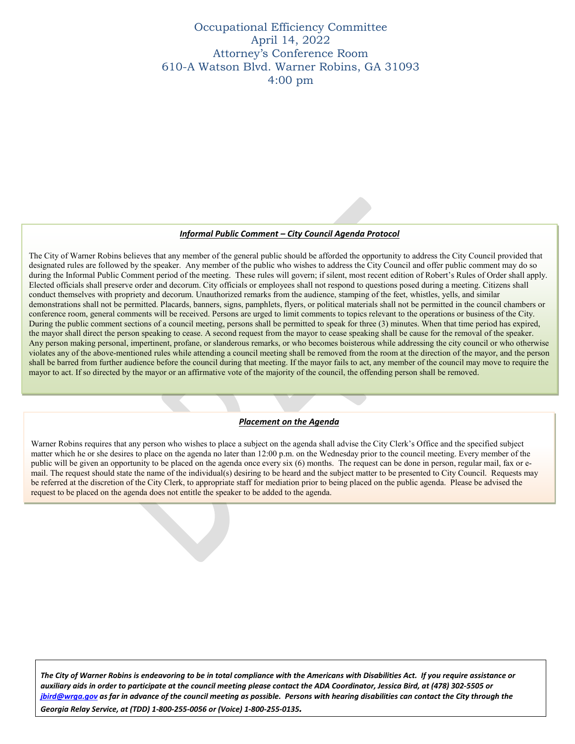Occupational Efficiency Committee
April 14, 2022
Attorney's Conference Room
610-A Watson Blvd. Warner Robins, GA 31093
4:00 pm

### ***Informal Public Comment – City Council Agenda Protocol***

The City of Warner Robins believes that any member of the general public should be afforded the opportunity to address the City Council provided that designated rules are followed by the speaker. Any member of the public who wishes to address the City Council and offer public comment may do so during the Informal Public Comment period of the meeting. These rules will govern; if silent, most recent edition of Robert's Rules of Order shall apply. Elected officials shall preserve order and decorum. City officials or employees shall not respond to questions posed during a meeting. Citizens shall conduct themselves with propriety and decorum. Unauthorized remarks from the audience, stamping of the feet, whistles, yells, and similar demonstrations shall not be permitted. Placards, banners, signs, pamphlets, flyers, or political materials shall not be permitted in the council chambers or conference room, general comments will be received. Persons are urged to limit comments to topics relevant to the operations or business of the City. During the public comment sections of a council meeting, persons shall be permitted to speak for three (3) minutes. When that time period has expired, the mayor shall direct the person speaking to cease. A second request from the mayor to cease speaking shall be cause for the removal of the speaker. Any person making personal, impertinent, profane, or slanderous remarks, or who becomes boisterous while addressing the city council or who otherwise violates any of the above-mentioned rules while attending a council meeting shall be removed from the room at the direction of the mayor, and the person shall be barred from further audience before the council during that meeting. If the mayor fails to act, any member of the council may move to require the mayor to act. If so directed by the mayor or an affirmative vote of the majority of the council, the offending person shall be removed.

### ***Placement on the Agenda***

Warner Robins requires that any person who wishes to place a subject on the agenda shall advise the City Clerk's Office and the specified subject matter which he or she desires to place on the agenda no later than 12:00 p.m. on the Wednesday prior to the council meeting. Every member of the public will be given an opportunity to be placed on the agenda once every six (6) months. The request can be done in person, regular mail, fax or e-mail. The request should state the name of the individual(s) desiring to be heard and the subject matter to be presented to City Council. Requests may be referred at the discretion of the City Clerk, to appropriate staff for mediation prior to being placed on the public agenda. Please be advised the request to be placed on the agenda does not entitle the speaker to be added to the agenda.

***The City of Warner Robins is endeavoring to be in total compliance with the Americans with Disabilities Act. If you require assistance or auxiliary aids in order to participate at the council meeting please contact the ADA Coordinator, Jessica Bird, at (478) 302-5505 or jbird@wrga.gov as far in advance of the council meeting as possible. Persons with hearing disabilities can contact the City through the Georgia Relay Service, at (TDD) 1-800-255-0056 or (Voice) 1-800-255-0135.***